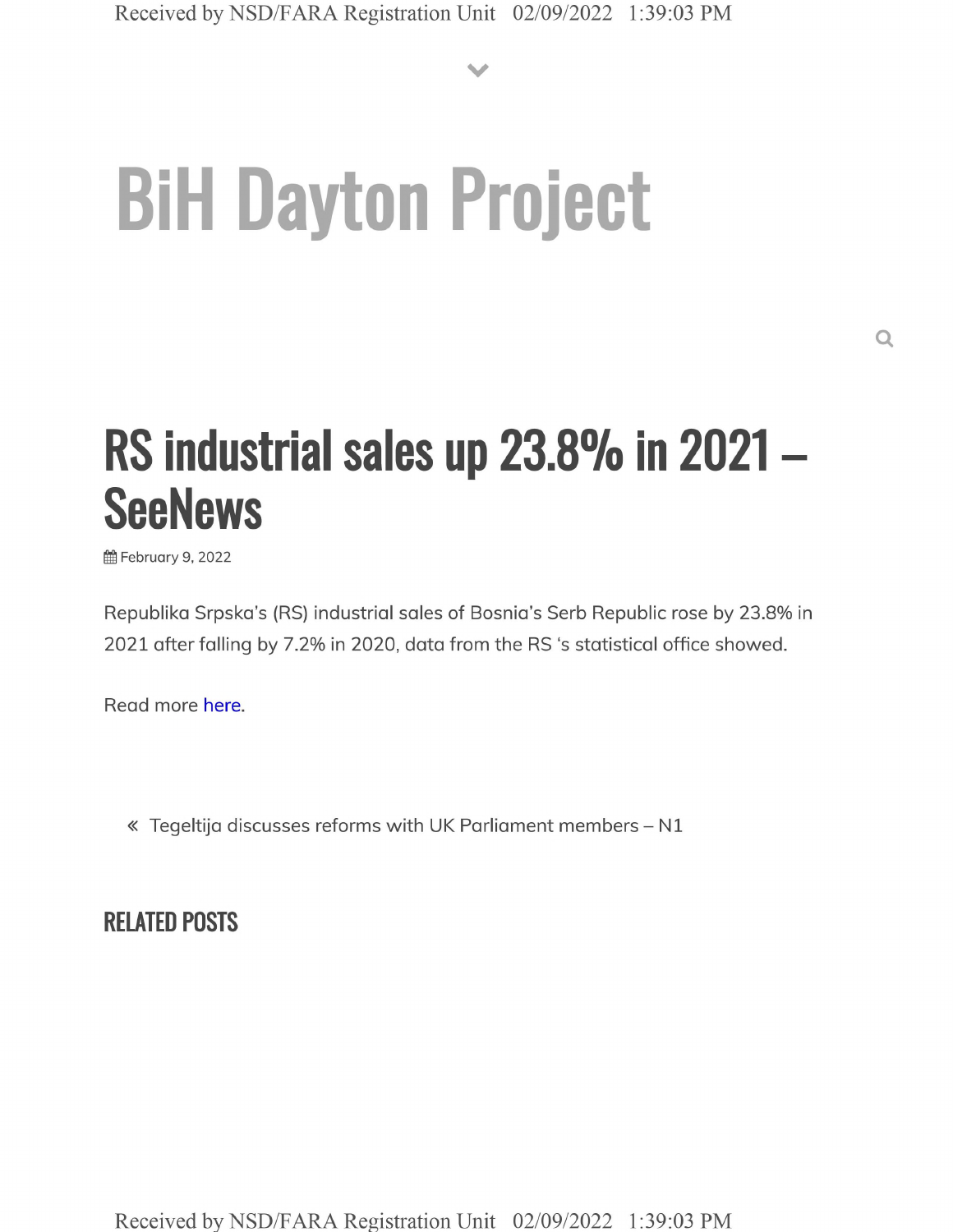# BiH Dayton Project

## RS industrial sales up 23.8% in 2021 – SeeNews

February 9, 2022

Republika Srpska's (RS) industrial sales of Bosnia's Serb Republic rose by 23.8% in 2021 after falling by 7.2% in 2020, data from the RS 's statistical office showed.

Read more here.

« Tegeltija discusses reforms with UK Parliament members – N1

### RELATED POSTS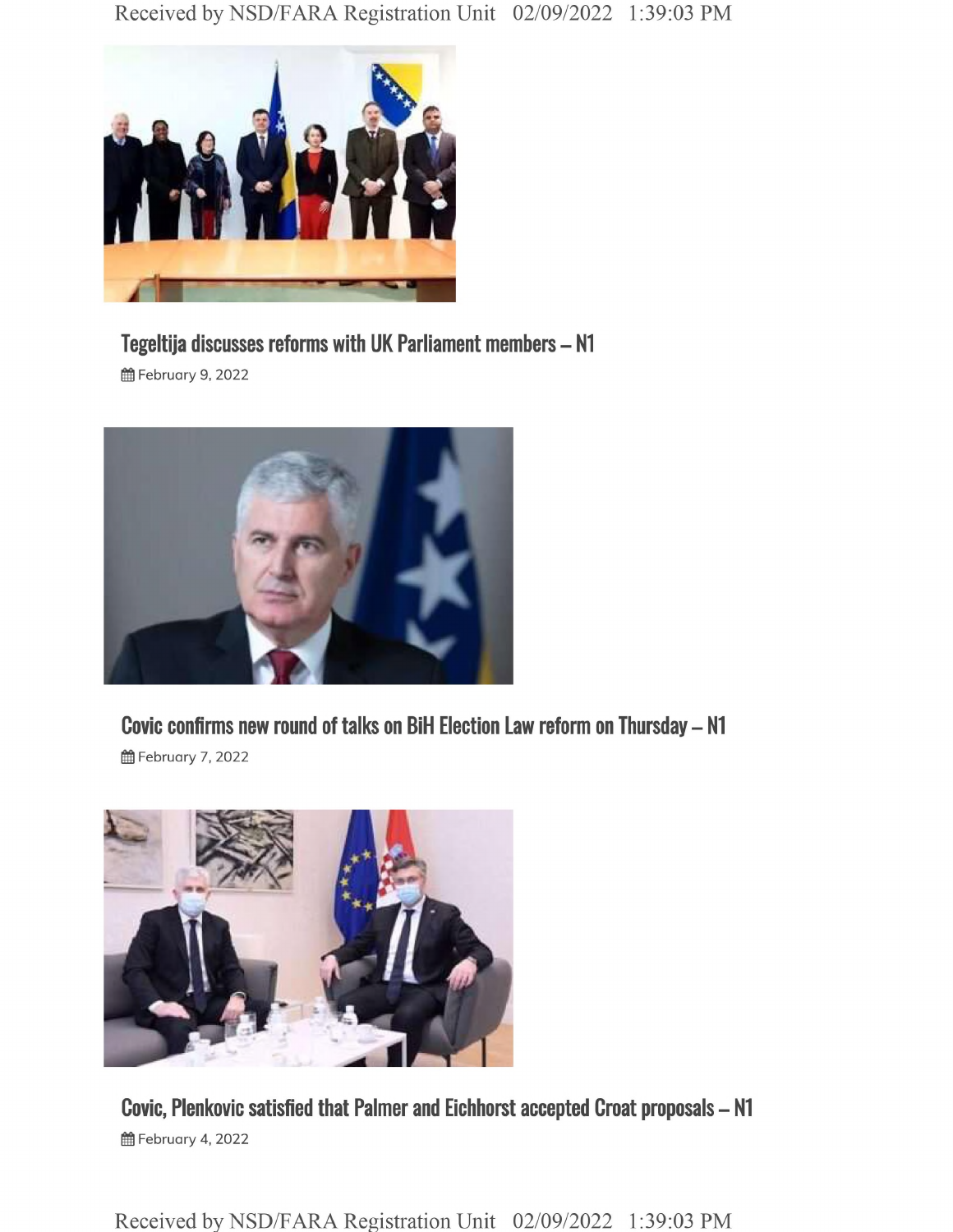### Tegeltija discusses reforms with UK Parliament members – N1

February 9, 2022

### Covic confirms new round of talks on BiH Election Law reform on Thursday – N1

February 7, 2022

### Covic, Plenkovic satisfied that Palmer and Eichhorst accepted Croat proposals – N1

February 4, 2022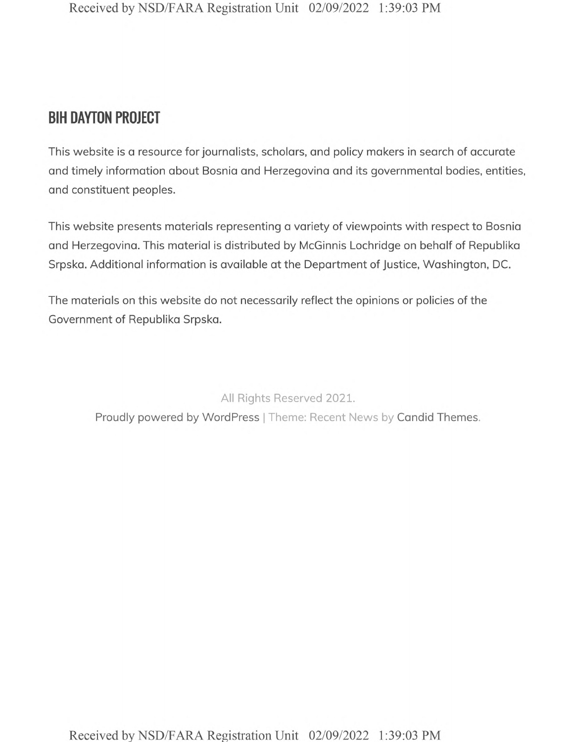## BIH DAYTON PROJECT

This website is a resource for journalists, scholars, and policy makers in search of accurate and timely information about Bosnia and Herzegovina and its governmental bodies, entities, and constituent peoples.

This website presents materials representing a variety of viewpoints with respect to Bosnia and Herzegovina. This material is distributed by McGinnis Lochridge on behalf of Republika Srpska. Additional information is available at the Department of Justice, Washington, DC.

The materials on this website do not necessarily reflect the opinions or policies of the Government of Republika Srpska.

All Rights Reserved 2021.

Proudly powered by WordPress | Theme: Recent News by Candid Themes.